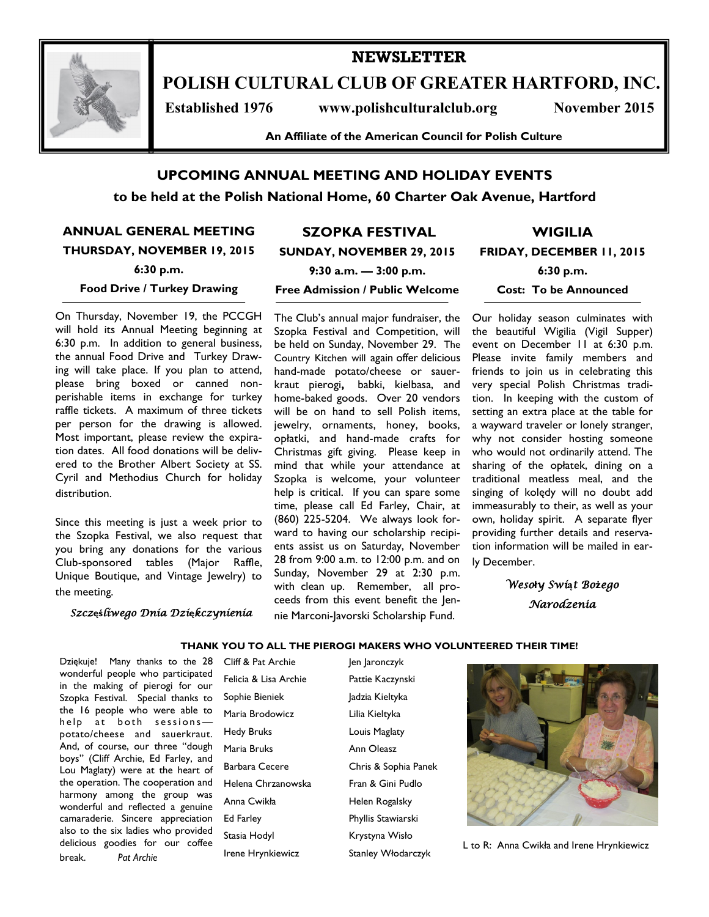# NEWSLETTER

# POLISH CULTURAL CLUB OF GREATER HARTFORD, INC.

**Established 1976** **www.polishculturalclub.org** **November 2015**

**An Affiliate of the American Council for Polish Culture**

## UPCOMING ANNUAL MEETING AND HOLIDAY EVENTS

**to be held at the Polish National Home, 60 Charter Oak Avenue, Hartford**

### ANNUAL GENERAL MEETING

**THURSDAY, NOVEMBER 19, 2015**

**6:30 p.m.**

**Food Drive / Turkey Drawing**

On Thursday, November 19, the PCCGH will hold its Annual Meeting beginning at 6:30 p.m. In addition to general business, the annual Food Drive and Turkey Drawing will take place. If you plan to attend, please bring boxed or canned non-perishable items in exchange for turkey raffle tickets. A maximum of three tickets per person for the drawing is allowed. Most important, please review the expiration dates. All food donations will be delivered to the Brother Albert Society at SS. Cyril and Methodius Church for holiday distribution.

Since this meeting is just a week prior to the Szopka Festival, we also request that you bring any donations for the various Club-sponsored tables (Major Raffle, Unique Boutique, and Vintage Jewelry) to the meeting.

*Szczęśliwego Dnia Dziękczynienia*

### SZOPKA FESTIVAL

**SUNDAY, NOVEMBER 29, 2015**

**9:30 a.m. — 3:00 p.m.**

**Free Admission / Public Welcome**

The Club's annual major fundraiser, the Szopka Festival and Competition, will be held on Sunday, November 29. The Country Kitchen will again offer delicious hand-made potato/cheese or sauerkraut pierogi, babki, kielbasa, and home-baked goods. Over 20 vendors will be on hand to sell Polish items, jewelry, ornaments, honey, books, opłatki, and hand-made crafts for Christmas gift giving. Please keep in mind that while your attendance at Szopka is welcome, your volunteer help is critical. If you can spare some time, please call Ed Farley, Chair, at (860) 225-5204. We always look forward to having our scholarship recipients assist us on Saturday, November 28 from 9:00 a.m. to 12:00 p.m. and on Sunday, November 29 at 2:30 p.m. with clean up. Remember, all proceeds from this event benefit the Jennie Marconi-Javorski Scholarship Fund.

### WIGILIA

**FRIDAY, DECEMBER 11, 2015**

**6:30 p.m.**

**Cost: To be Announced**

Our holiday season culminates with the beautiful Wigilia (Vigil Supper) event on December 11 at 6:30 p.m. Please invite family members and friends to join us in celebrating this very special Polish Christmas tradition. In keeping with the custom of setting an extra place at the table for a wayward traveler or lonely stranger, why not consider hosting someone who would not ordinarily attend. The sharing of the opłatek, dining on a traditional meatless meal, and the singing of kolędy will no doubt add immeasurably to their, as well as your own, holiday spirit. A separate flyer providing further details and reservation information will be mailed in early December.

*Wesoły Świąt Bożego Narodzenia*

### THANK YOU TO ALL THE PIEROGI MAKERS WHO VOLUNTEERED THEIR TIME!

Dziękuje! Many thanks to the 28 wonderful people who participated in the making of pierogi for our Szopka Festival. Special thanks to the 16 people who were able to help at both sessions—potato/cheese and sauerkraut. And, of course, our three "dough boys" (Cliff Archie, Ed Farley, and Lou Maglaty) were at the heart of the operation. The cooperation and harmony among the group was wonderful and reflected a genuine camaraderie. Sincere appreciation also to the six ladies who provided delicious goodies for our coffee break. *Pat Archie*

Cliff & Pat Archie
Felicia & Lisa Archie
Sophie Bieniek
Maria Brodowicz
Hedy Bruks
Maria Bruks
Barbara Cecere
Helena Chrzanowska
Anna Cwikła
Ed Farley
Stasia Hodyl
Irene Hrynkiewicz
Jen Jaronczyk
Pattie Kaczynski
Jadzia Kieltyka
Lilia Kieltyka
Louis Maglaty
Ann Oleasz
Chris & Sophia Panek
Fran & Gini Pudlo
Helen Rogalsky
Phyllis Stawiarski
Krystyna Wisło
Stanley Włodarczyk

L to R: Anna Cwikła and Irene Hrynkiewicz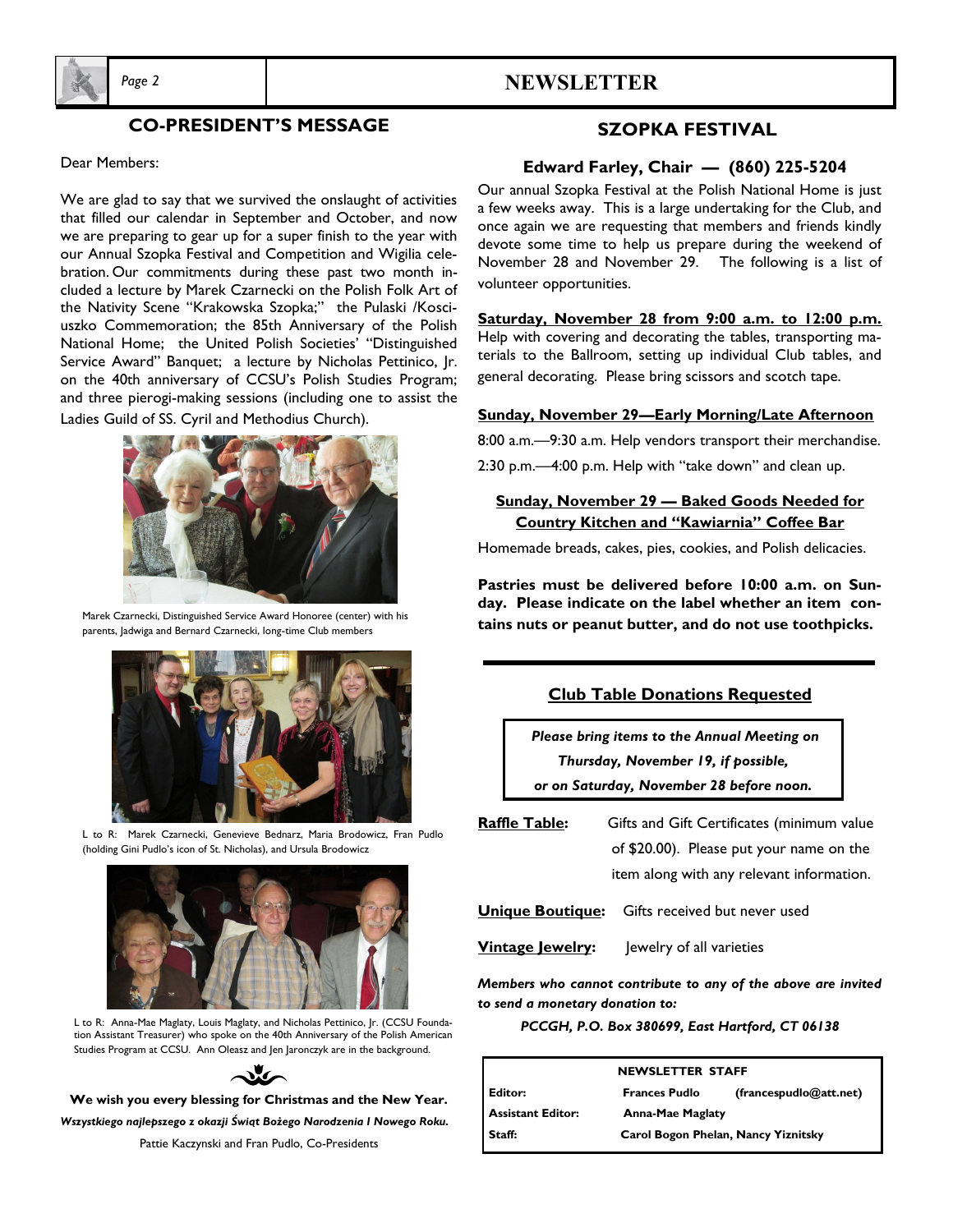## CO-PRESIDENT'S MESSAGE

Dear Members:

We are glad to say that we survived the onslaught of activities that filled our calendar in September and October, and now we are preparing to gear up for a super finish to the year with our Annual Szopka Festival and Competition and Wigilia celebration. Our commitments during these past two month included a lecture by Marek Czarnecki on the Polish Folk Art of the Nativity Scene "Krakowska Szopka;" the Pulaski /Kosciuszko Commemoration; the 85th Anniversary of the Polish National Home; the United Polish Societies' "Distinguished Service Award" Banquet; a lecture by Nicholas Pettinico, Jr. on the 40th anniversary of CCSU's Polish Studies Program; and three pierogi-making sessions (including one to assist the Ladies Guild of SS. Cyril and Methodius Church).

Marek Czarnecki, Distinguished Service Award Honoree (center) with his parents, Jadwiga and Bernard Czarnecki, long-time Club members

L to R: Marek Czarnecki, Genevieve Bednarz, Maria Brodowicz, Fran Pudlo (holding Gini Pudlo's icon of St. Nicholas), and Ursula Brodowicz

L to R: Anna-Mae Maglaty, Louis Maglaty, and Nicholas Pettinico, Jr. (CCSU Foundation Assistant Treasurer) who spoke on the 40th Anniversary of the Polish American Studies Program at CCSU. Ann Oleasz and Jen Jaronczyk are in the background.

**We wish you every blessing for Christmas and the New Year.**

***Wszystkiego najlepszego z okazji Świąt Bożego Narodzenia I Nowego Roku.***

Pattie Kaczynski and Fran Pudlo, Co-Presidents

## SZOPKA FESTIVAL

### Edward Farley, Chair — (860) 225-5204

Our annual Szopka Festival at the Polish National Home is just a few weeks away. This is a large undertaking for the Club, and once again we are requesting that members and friends kindly devote some time to help us prepare during the weekend of November 28 and November 29. The following is a list of volunteer opportunities.

**Saturday, November 28 from 9:00 a.m. to 12:00 p.m.**
Help with covering and decorating the tables, transporting materials to the Ballroom, setting up individual Club tables, and general decorating. Please bring scissors and scotch tape.

**Sunday, November 29—Early Morning/Late Afternoon**

8:00 a.m.—9:30 a.m. Help vendors transport their merchandise.

2:30 p.m.—4:00 p.m. Help with "take down" and clean up.

**Sunday, November 29 — Baked Goods Needed for Country Kitchen and "Kawiarnia" Coffee Bar**

Homemade breads, cakes, pies, cookies, and Polish delicacies.

**Pastries must be delivered before 10:00 a.m. on Sunday. Please indicate on the label whether an item contains nuts or peanut butter, and do not use toothpicks.**

### Club Table Donations Requested

***Please bring items to the Annual Meeting on Thursday, November 19, if possible, or on Saturday, November 28 before noon.***

**Raffle Table:** Gifts and Gift Certificates (minimum value of $20.00). Please put your name on the item along with any relevant information.

**Unique Boutique:** Gifts received but never used

**Vintage Jewelry:** Jewelry of all varieties

***Members who cannot contribute to any of the above are invited to send a monetary donation to:***

***PCCGH, P.O. Box 380699, East Hartford, CT 06138***

| NEWSLETTER STAFF | | |
|---|---|---|
| Editor: | Frances Pudlo | (francespudlo@att.net) |
| Assistant Editor: | Anna-Mae Maglaty | |
| Staff: | Carol Bogon Phelan, Nancy Yiznitsky | |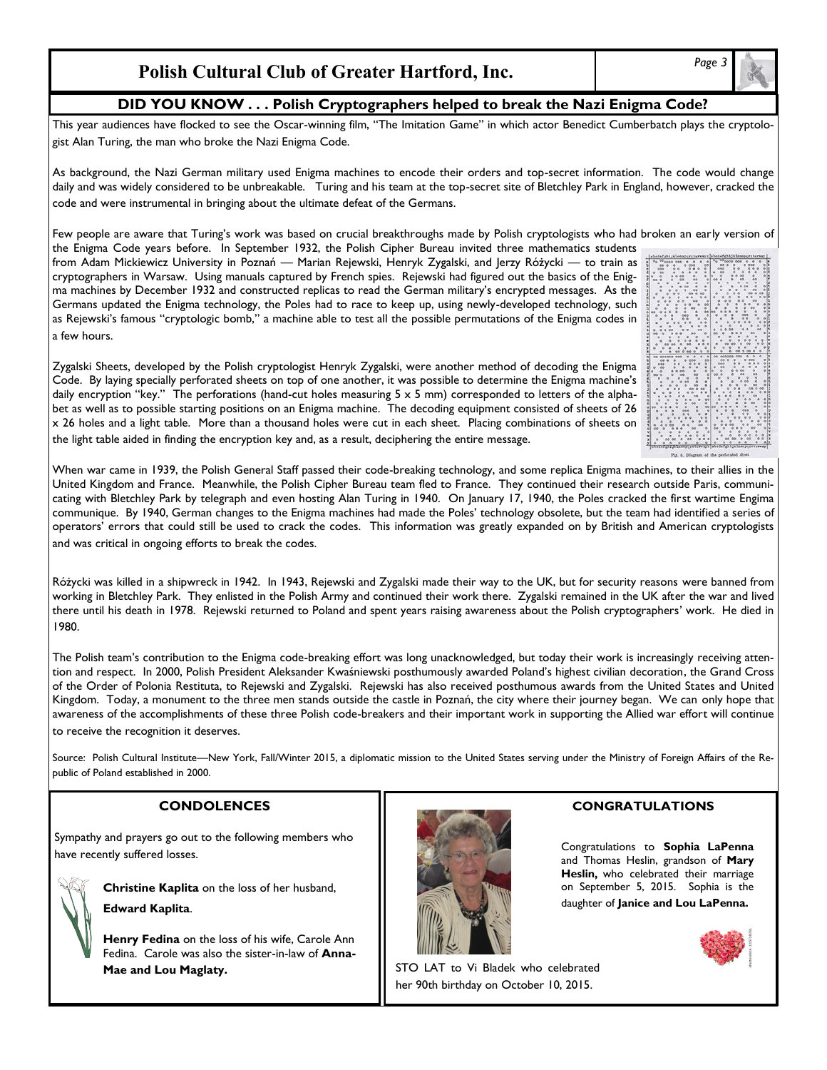# Polish Cultural Club of Greater Hartford, Inc.

## DID YOU KNOW . . . Polish Cryptographers helped to break the Nazi Enigma Code?

This year audiences have flocked to see the Oscar-winning film, "The Imitation Game" in which actor Benedict Cumberbatch plays the cryptologist Alan Turing, the man who broke the Nazi Enigma Code.

As background, the Nazi German military used Enigma machines to encode their orders and top-secret information. The code would change daily and was widely considered to be unbreakable. Turing and his team at the top-secret site of Bletchley Park in England, however, cracked the code and were instrumental in bringing about the ultimate defeat of the Germans.

Few people are aware that Turing's work was based on crucial breakthroughs made by Polish cryptologists who had broken an early version of the Enigma Code years before. In September 1932, the Polish Cipher Bureau invited three mathematics students from Adam Mickiewicz University in Poznań — Marian Rejewski, Henryk Zygalski, and Jerzy Różycki — to train as cryptographers in Warsaw. Using manuals captured by French spies. Rejewski had figured out the basics of the Enigma machines by December 1932 and constructed replicas to read the German military's encrypted messages. As the Germans updated the Enigma technology, the Poles had to race to keep up, using newly-developed technology, such as Rejewski's famous "cryptologic bomb," a machine able to test all the possible permutations of the Enigma codes in a few hours.

Zygalski Sheets, developed by the Polish cryptologist Henryk Zygalski, were another method of decoding the Enigma Code. By laying specially perforated sheets on top of one another, it was possible to determine the Enigma machine's daily encryption "key." The perforations (hand-cut holes measuring 5 x 5 mm) corresponded to letters of the alphabet as well as to possible starting positions on an Enigma machine. The decoding equipment consisted of sheets of 26 x 26 holes and a light table. More than a thousand holes were cut in each sheet. Placing combinations of sheets on the light table aided in finding the encryption key and, as a result, deciphering the entire message.

Fig. 5. Diagram of the perforated sheet

When war came in 1939, the Polish General Staff passed their code-breaking technology, and some replica Enigma machines, to their allies in the United Kingdom and France. Meanwhile, the Polish Cipher Bureau team fled to France. They continued their research outside Paris, communicating with Bletchley Park by telegraph and even hosting Alan Turing in 1940. On January 17, 1940, the Poles cracked the first wartime Engima communique. By 1940, German changes to the Enigma machines had made the Poles' technology obsolete, but the team had identified a series of operators' errors that could still be used to crack the codes. This information was greatly expanded on by British and American cryptologists and was critical in ongoing efforts to break the codes.

Różycki was killed in a shipwreck in 1942. In 1943, Rejewski and Zygalski made their way to the UK, but for security reasons were banned from working in Bletchley Park. They enlisted in the Polish Army and continued their work there. Zygalski remained in the UK after the war and lived there until his death in 1978. Rejewski returned to Poland and spent years raising awareness about the Polish cryptographers' work. He died in 1980.

The Polish team's contribution to the Enigma code-breaking effort was long unacknowledged, but today their work is increasingly receiving attention and respect. In 2000, Polish President Aleksander Kwaśniewski posthumously awarded Poland's highest civilian decoration, the Grand Cross of the Order of Polonia Restituta, to Rejewski and Zygalski. Rejewski has also received posthumous awards from the United States and United Kingdom. Today, a monument to the three men stands outside the castle in Poznań, the city where their journey began. We can only hope that awareness of the accomplishments of these three Polish code-breakers and their important work in supporting the Allied war effort will continue to receive the recognition it deserves.

Source: Polish Cultural Institute—New York, Fall/Winter 2015, a diplomatic mission to the United States serving under the Ministry of Foreign Affairs of the Republic of Poland established in 2000.

### CONDOLENCES

Sympathy and prayers go out to the following members who have recently suffered losses.

**Christine Kaplita** on the loss of her husband, **Edward Kaplita**.

**Henry Fedina** on the loss of his wife, Carole Ann Fedina. Carole was also the sister-in-law of **Anna-Mae and Lou Maglaty.**

### CONGRATULATIONS

Congratulations to **Sophia LaPenna** and Thomas Heslin, grandson of **Mary Heslin,** who celebrated their marriage on September 5, 2015. Sophia is the daughter of **Janice and Lou LaPenna.**

STO LAT to Vi Bladek who celebrated her 90th birthday on October 10, 2015.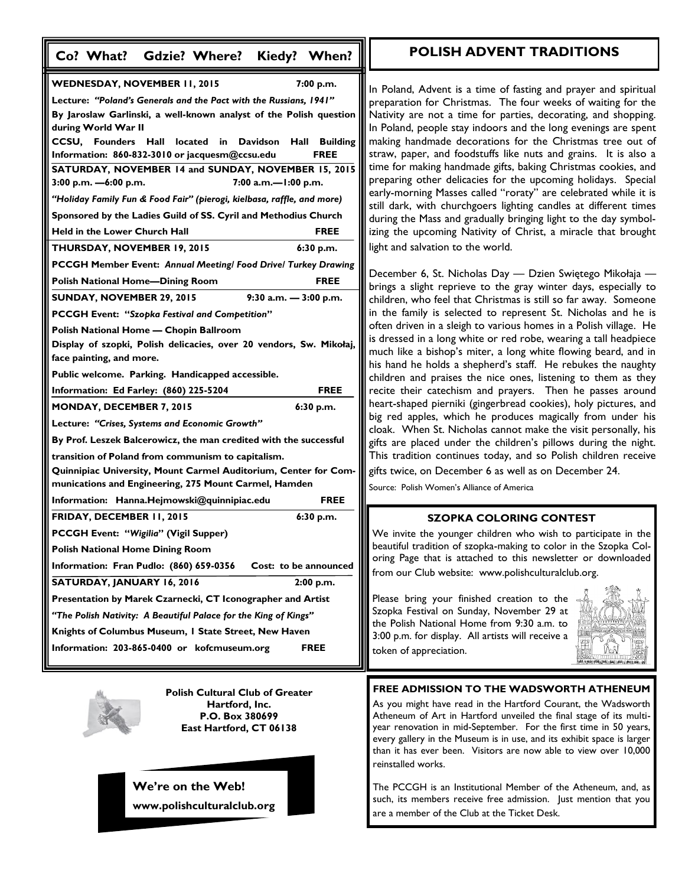## Co? What? Gdzie? Where? Kiedy? When?

**WEDNESDAY, NOVEMBER 11, 2015** — **7:00 p.m.**

**Lecture:** ***"Poland's Generals and the Pact with the Russians, 1941"***

**By Jaroslaw Garlinski, a well-known analyst of the Polish question during World War II**

**CCSU, Founders Hall located in Davidson Hall Building**

**Information: 860-832-3010 or jacquesm@ccsu.edu** — **FREE**

**SATURDAY, NOVEMBER 14 and SUNDAY, NOVEMBER 15, 2015**

**3:00 p.m. —6:00 p.m.** — **7:00 a.m.—1:00 p.m.**

***"Holiday Family Fun & Food Fair" (pierogi, kielbasa, raffle, and more)***

**Sponsored by the Ladies Guild of SS. Cyril and Methodius Church**

**Held in the Lower Church Hall** — **FREE**

**THURSDAY, NOVEMBER 19, 2015** — **6:30 p.m.**

**PCCGH Member Event:** ***Annual Meeting/ Food Drive/ Turkey Drawing***

**Polish National Home—Dining Room** — **FREE**

**SUNDAY, NOVEMBER 29, 2015** — **9:30 a.m. — 3:00 p.m.**

**PCCGH Event: "*Szopka Festival and Competition*"**

**Polish National Home — Chopin Ballroom**

**Display of szopki, Polish delicacies, over 20 vendors, Sw. Mikołaj, face painting, and more.**

**Public welcome. Parking. Handicapped accessible.**

**Information: Ed Farley: (860) 225-5204** — **FREE**

**MONDAY, DECEMBER 7, 2015** — **6:30 p.m.**

**Lecture:** ***"Crises, Systems and Economic Growth"***

**By Prof. Leszek Balcerowicz, the man credited with the successful transition of Poland from communism to capitalism.**

**Quinnipiac University, Mount Carmel Auditorium, Center for Communications and Engineering, 275 Mount Carmel, Hamden**

**Information: Hanna.Hejmowski@quinnipiac.edu** — **FREE**

**FRIDAY, DECEMBER 11, 2015** — **6:30 p.m.**

**PCCGH Event: "*Wigilia*" (Vigil Supper)**

**Polish National Home Dining Room**

**Information: Fran Pudlo: (860) 659-0356** — **Cost: to be announced**

**SATURDAY, JANUARY 16, 2016** — **2:00 p.m.**

**Presentation by Marek Czarnecki, CT Iconographer and Artist**

***"The Polish Nativity: A Beautiful Palace for the King of Kings"***

**Knights of Columbus Museum, 1 State Street, New Haven**

**Information: 203-865-0400 or kofcmuseum.org** — **FREE**

**Polish Cultural Club of Greater Hartford, Inc.**
**P.O. Box 380699**
**East Hartford, CT 06138**

**We're on the Web!**
**www.polishculturalclub.org**

## POLISH ADVENT TRADITIONS

In Poland, Advent is a time of fasting and prayer and spiritual preparation for Christmas. The four weeks of waiting for the Nativity are not a time for parties, decorating, and shopping. In Poland, people stay indoors and the long evenings are spent making handmade decorations for the Christmas tree out of straw, paper, and foodstuffs like nuts and grains. It is also a time for making handmade gifts, baking Christmas cookies, and preparing other delicacies for the upcoming holidays. Special early-morning Masses called "roraty" are celebrated while it is still dark, with churchgoers lighting candles at different times during the Mass and gradually bringing light to the day symbolizing the upcoming Nativity of Christ, a miracle that brought light and salvation to the world.

December 6, St. Nicholas Day — Dzien Swiętego Mikołaja — brings a slight reprieve to the gray winter days, especially to children, who feel that Christmas is still so far away. Someone in the family is selected to represent St. Nicholas and he is often driven in a sleigh to various homes in a Polish village. He is dressed in a long white or red robe, wearing a tall headpiece much like a bishop's miter, a long white flowing beard, and in his hand he holds a shepherd's staff. He rebukes the naughty children and praises the nice ones, listening to them as they recite their catechism and prayers. Then he passes around heart-shaped pierniki (gingerbread cookies), holy pictures, and big red apples, which he produces magically from under his cloak. When St. Nicholas cannot make the visit personally, his gifts are placed under the children's pillows during the night. This tradition continues today, and so Polish children receive gifts twice, on December 6 as well as on December 24.

Source: Polish Women's Alliance of America

### SZOPKA COLORING CONTEST

We invite the younger children who wish to participate in the beautiful tradition of szopka-making to color in the Szopka Coloring Page that is attached to this newsletter or downloaded from our Club website: www.polishculturalclub.org.

Please bring your finished creation to the Szopka Festival on Sunday, November 29 at the Polish National Home from 9:30 a.m. to 3:00 p.m. for display. All artists will receive a token of appreciation.

### FREE ADMISSION TO THE WADSWORTH ATHENEUM

As you might have read in the Hartford Courant, the Wadsworth Atheneum of Art in Hartford unveiled the final stage of its multi-year renovation in mid-September. For the first time in 50 years, every gallery in the Museum is in use, and its exhibit space is larger than it has ever been. Visitors are now able to view over 10,000 reinstalled works.

The PCCGH is an Institutional Member of the Atheneum, and, as such, its members receive free admission. Just mention that you are a member of the Club at the Ticket Desk.